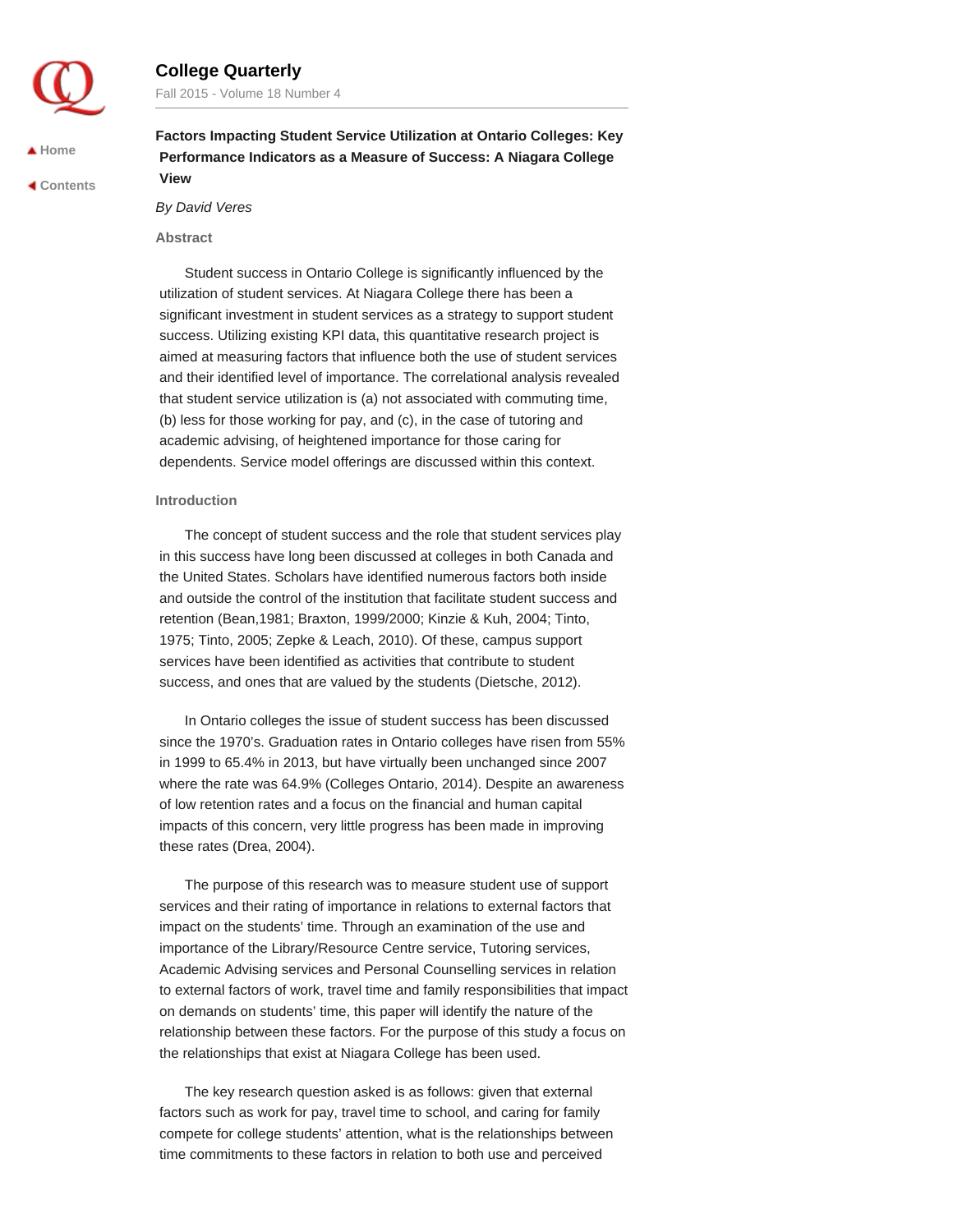# College Quarterly

Fall 2015 - Volume 18 Number 4

## Factors Impacting Student Service Utilization at Ontario Colleges: Key Performance Indicators as a Measure of Success: A Niagara College View

*By David Veres*

### Abstract

Student success in Ontario College is significantly influenced by the utilization of student services. At Niagara College there has been a significant investment in student services as a strategy to support student success. Utilizing existing KPI data, this quantitative research project is aimed at measuring factors that influence both the use of student services and their identified level of importance. The correlational analysis revealed that student service utilization is (a) not associated with commuting time, (b) less for those working for pay, and (c), in the case of tutoring and academic advising, of heightened importance for those caring for dependents. Service model offerings are discussed within this context.

### Introduction

The concept of student success and the role that student services play in this success have long been discussed at colleges in both Canada and the United States. Scholars have identified numerous factors both inside and outside the control of the institution that facilitate student success and retention (Bean,1981; Braxton, 1999/2000; Kinzie & Kuh, 2004; Tinto, 1975; Tinto, 2005; Zepke & Leach, 2010). Of these, campus support services have been identified as activities that contribute to student success, and ones that are valued by the students (Dietsche, 2012).

In Ontario colleges the issue of student success has been discussed since the 1970's. Graduation rates in Ontario colleges have risen from 55% in 1999 to 65.4% in 2013, but have virtually been unchanged since 2007 where the rate was 64.9% (Colleges Ontario, 2014). Despite an awareness of low retention rates and a focus on the financial and human capital impacts of this concern, very little progress has been made in improving these rates (Drea, 2004).

The purpose of this research was to measure student use of support services and their rating of importance in relations to external factors that impact on the students' time. Through an examination of the use and importance of the Library/Resource Centre service, Tutoring services, Academic Advising services and Personal Counselling services in relation to external factors of work, travel time and family responsibilities that impact on demands on students' time, this paper will identify the nature of the relationship between these factors. For the purpose of this study a focus on the relationships that exist at Niagara College has been used.

The key research question asked is as follows: given that external factors such as work for pay, travel time to school, and caring for family compete for college students' attention, what is the relationships between time commitments to these factors in relation to both use and perceived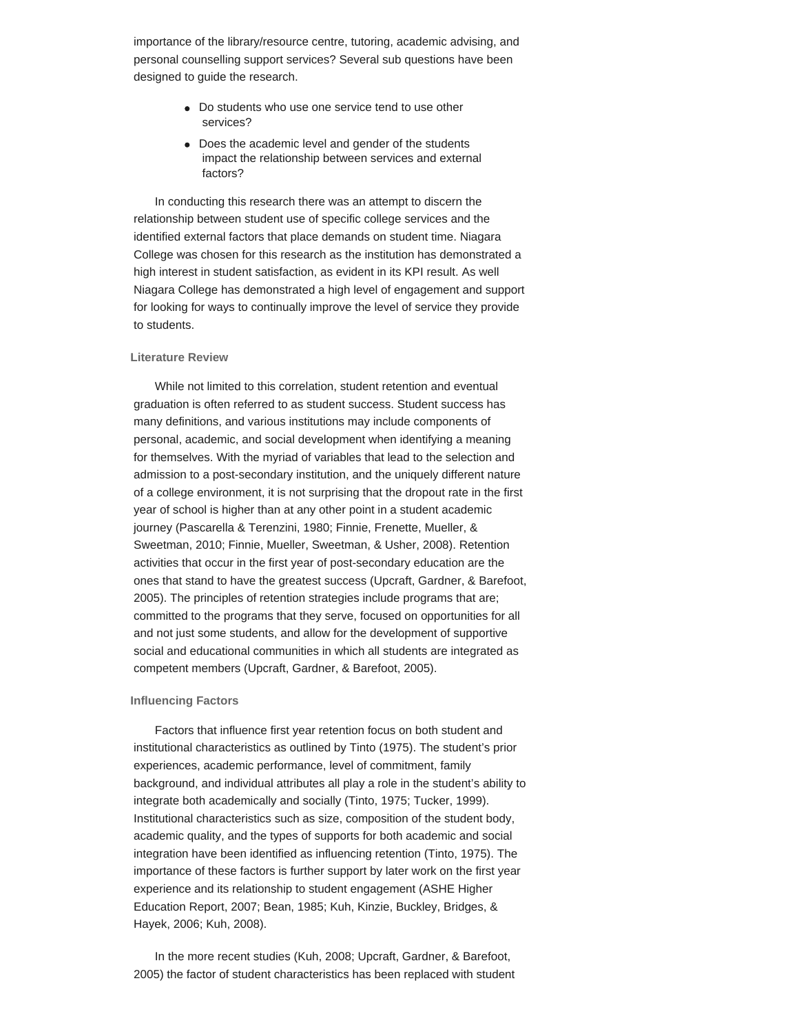importance of the library/resource centre, tutoring, academic advising, and personal counselling support services? Several sub questions have been designed to guide the research.

- Do students who use one service tend to use other services?
- Does the academic level and gender of the students impact the relationship between services and external factors?

In conducting this research there was an attempt to discern the relationship between student use of specific college services and the identified external factors that place demands on student time. Niagara College was chosen for this research as the institution has demonstrated a high interest in student satisfaction, as evident in its KPI result. As well Niagara College has demonstrated a high level of engagement and support for looking for ways to continually improve the level of service they provide to students.

### Literature Review

While not limited to this correlation, student retention and eventual graduation is often referred to as student success. Student success has many definitions, and various institutions may include components of personal, academic, and social development when identifying a meaning for themselves. With the myriad of variables that lead to the selection and admission to a post-secondary institution, and the uniquely different nature of a college environment, it is not surprising that the dropout rate in the first year of school is higher than at any other point in a student academic journey (Pascarella & Terenzini, 1980; Finnie, Frenette, Mueller, & Sweetman, 2010; Finnie, Mueller, Sweetman, & Usher, 2008). Retention activities that occur in the first year of post-secondary education are the ones that stand to have the greatest success (Upcraft, Gardner, & Barefoot, 2005). The principles of retention strategies include programs that are; committed to the programs that they serve, focused on opportunities for all and not just some students, and allow for the development of supportive social and educational communities in which all students are integrated as competent members (Upcraft, Gardner, & Barefoot, 2005).

### Influencing Factors

Factors that influence first year retention focus on both student and institutional characteristics as outlined by Tinto (1975). The student's prior experiences, academic performance, level of commitment, family background, and individual attributes all play a role in the student's ability to integrate both academically and socially (Tinto, 1975; Tucker, 1999). Institutional characteristics such as size, composition of the student body, academic quality, and the types of supports for both academic and social integration have been identified as influencing retention (Tinto, 1975). The importance of these factors is further support by later work on the first year experience and its relationship to student engagement (ASHE Higher Education Report, 2007; Bean, 1985; Kuh, Kinzie, Buckley, Bridges, & Hayek, 2006; Kuh, 2008).

In the more recent studies (Kuh, 2008; Upcraft, Gardner, & Barefoot, 2005) the factor of student characteristics has been replaced with student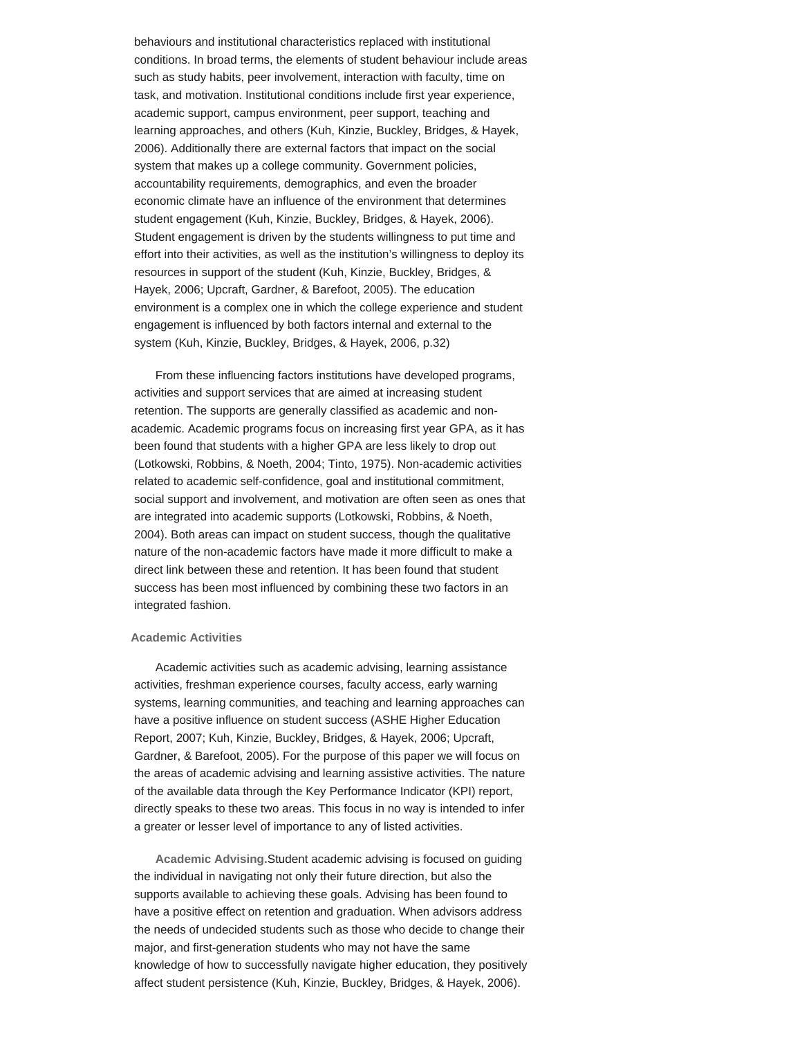behaviours and institutional characteristics replaced with institutional conditions. In broad terms, the elements of student behaviour include areas such as study habits, peer involvement, interaction with faculty, time on task, and motivation. Institutional conditions include first year experience, academic support, campus environment, peer support, teaching and learning approaches, and others (Kuh, Kinzie, Buckley, Bridges, & Hayek, 2006). Additionally there are external factors that impact on the social system that makes up a college community. Government policies, accountability requirements, demographics, and even the broader economic climate have an influence of the environment that determines student engagement (Kuh, Kinzie, Buckley, Bridges, & Hayek, 2006). Student engagement is driven by the students willingness to put time and effort into their activities, as well as the institution's willingness to deploy its resources in support of the student (Kuh, Kinzie, Buckley, Bridges, & Hayek, 2006; Upcraft, Gardner, & Barefoot, 2005). The education environment is a complex one in which the college experience and student engagement is influenced by both factors internal and external to the system (Kuh, Kinzie, Buckley, Bridges, & Hayek, 2006, p.32)

From these influencing factors institutions have developed programs, activities and support services that are aimed at increasing student retention. The supports are generally classified as academic and non-academic. Academic programs focus on increasing first year GPA, as it has been found that students with a higher GPA are less likely to drop out (Lotkowski, Robbins, & Noeth, 2004; Tinto, 1975). Non-academic activities related to academic self-confidence, goal and institutional commitment, social support and involvement, and motivation are often seen as ones that are integrated into academic supports (Lotkowski, Robbins, & Noeth, 2004). Both areas can impact on student success, though the qualitative nature of the non-academic factors have made it more difficult to make a direct link between these and retention. It has been found that student success has been most influenced by combining these two factors in an integrated fashion.

#### Academic Activities

Academic activities such as academic advising, learning assistance activities, freshman experience courses, faculty access, early warning systems, learning communities, and teaching and learning approaches can have a positive influence on student success (ASHE Higher Education Report, 2007; Kuh, Kinzie, Buckley, Bridges, & Hayek, 2006; Upcraft, Gardner, & Barefoot, 2005). For the purpose of this paper we will focus on the areas of academic advising and learning assistive activities. The nature of the available data through the Key Performance Indicator (KPI) report, directly speaks to these two areas. This focus in no way is intended to infer a greater or lesser level of importance to any of listed activities.

**Academic Advising.** Student academic advising is focused on guiding the individual in navigating not only their future direction, but also the supports available to achieving these goals. Advising has been found to have a positive effect on retention and graduation. When advisors address the needs of undecided students such as those who decide to change their major, and first-generation students who may not have the same knowledge of how to successfully navigate higher education, they positively affect student persistence (Kuh, Kinzie, Buckley, Bridges, & Hayek, 2006).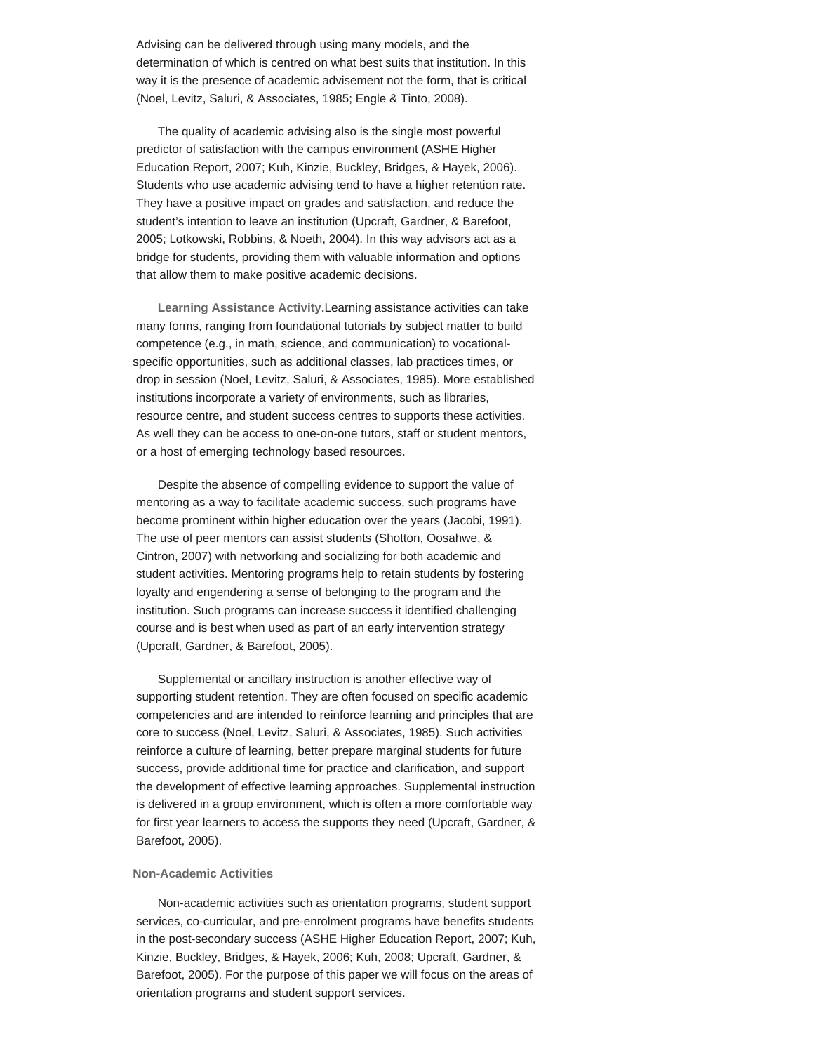Advising can be delivered through using many models, and the determination of which is centred on what best suits that institution. In this way it is the presence of academic advisement not the form, that is critical (Noel, Levitz, Saluri, & Associates, 1985; Engle & Tinto, 2008).

The quality of academic advising also is the single most powerful predictor of satisfaction with the campus environment (ASHE Higher Education Report, 2007; Kuh, Kinzie, Buckley, Bridges, & Hayek, 2006). Students who use academic advising tend to have a higher retention rate. They have a positive impact on grades and satisfaction, and reduce the student's intention to leave an institution (Upcraft, Gardner, & Barefoot, 2005; Lotkowski, Robbins, & Noeth, 2004). In this way advisors act as a bridge for students, providing them with valuable information and options that allow them to make positive academic decisions.

**Learning Assistance Activity.** Learning assistance activities can take many forms, ranging from foundational tutorials by subject matter to build competence (e.g., in math, science, and communication) to vocational-specific opportunities, such as additional classes, lab practices times, or drop in session (Noel, Levitz, Saluri, & Associates, 1985). More established institutions incorporate a variety of environments, such as libraries, resource centre, and student success centres to supports these activities. As well they can be access to one-on-one tutors, staff or student mentors, or a host of emerging technology based resources.

Despite the absence of compelling evidence to support the value of mentoring as a way to facilitate academic success, such programs have become prominent within higher education over the years (Jacobi, 1991). The use of peer mentors can assist students (Shotton, Oosahwe, & Cintron, 2007) with networking and socializing for both academic and student activities. Mentoring programs help to retain students by fostering loyalty and engendering a sense of belonging to the program and the institution. Such programs can increase success it identified challenging course and is best when used as part of an early intervention strategy (Upcraft, Gardner, & Barefoot, 2005).

Supplemental or ancillary instruction is another effective way of supporting student retention. They are often focused on specific academic competencies and are intended to reinforce learning and principles that are core to success (Noel, Levitz, Saluri, & Associates, 1985). Such activities reinforce a culture of learning, better prepare marginal students for future success, provide additional time for practice and clarification, and support the development of effective learning approaches. Supplemental instruction is delivered in a group environment, which is often a more comfortable way for first year learners to access the supports they need (Upcraft, Gardner, & Barefoot, 2005).

### Non-Academic Activities

Non-academic activities such as orientation programs, student support services, co-curricular, and pre-enrolment programs have benefits students in the post-secondary success (ASHE Higher Education Report, 2007; Kuh, Kinzie, Buckley, Bridges, & Hayek, 2006; Kuh, 2008; Upcraft, Gardner, & Barefoot, 2005). For the purpose of this paper we will focus on the areas of orientation programs and student support services.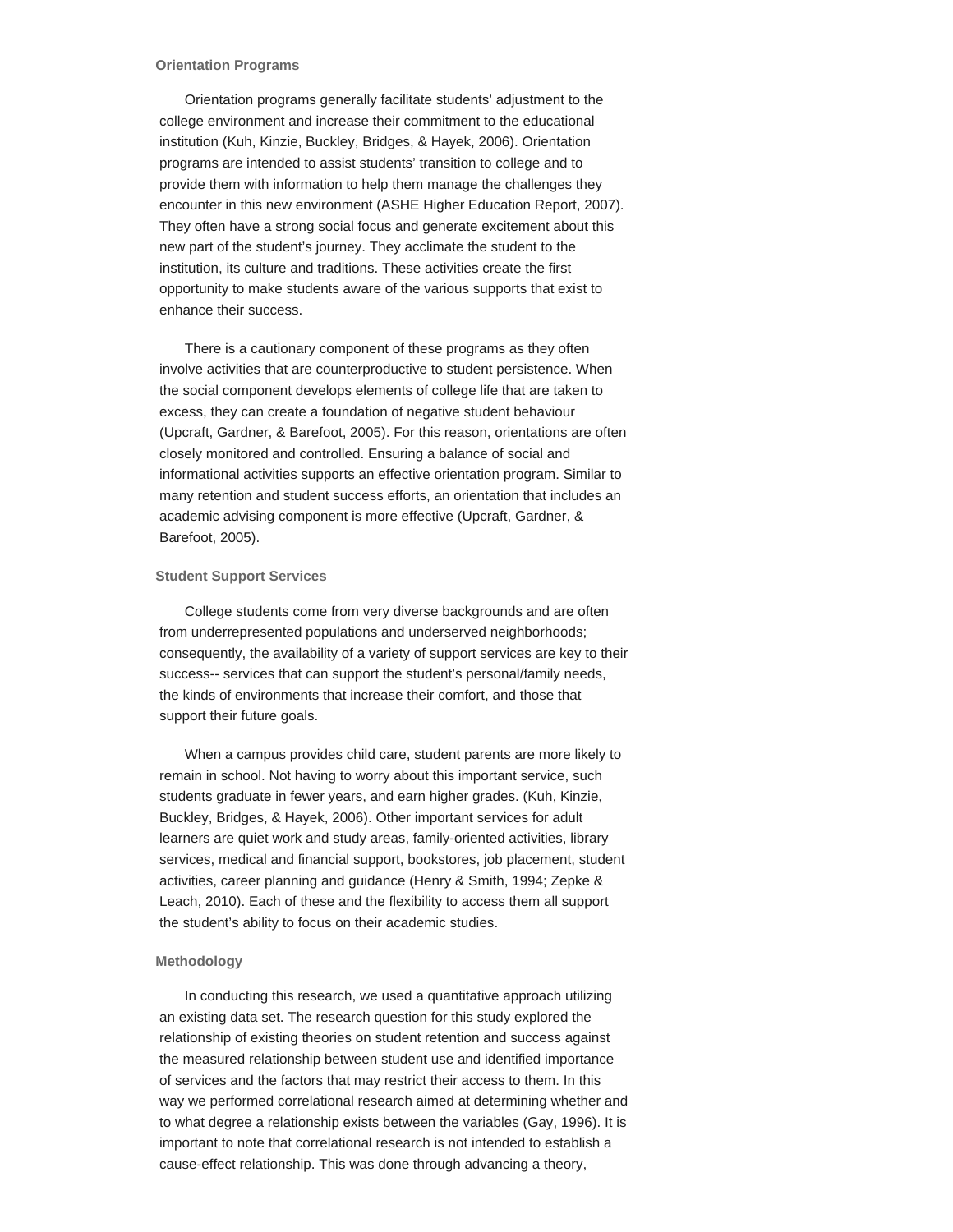### Orientation Programs

Orientation programs generally facilitate students' adjustment to the college environment and increase their commitment to the educational institution (Kuh, Kinzie, Buckley, Bridges, & Hayek, 2006). Orientation programs are intended to assist students' transition to college and to provide them with information to help them manage the challenges they encounter in this new environment (ASHE Higher Education Report, 2007). They often have a strong social focus and generate excitement about this new part of the student's journey. They acclimate the student to the institution, its culture and traditions. These activities create the first opportunity to make students aware of the various supports that exist to enhance their success.

There is a cautionary component of these programs as they often involve activities that are counterproductive to student persistence. When the social component develops elements of college life that are taken to excess, they can create a foundation of negative student behaviour (Upcraft, Gardner, & Barefoot, 2005). For this reason, orientations are often closely monitored and controlled. Ensuring a balance of social and informational activities supports an effective orientation program. Similar to many retention and student success efforts, an orientation that includes an academic advising component is more effective (Upcraft, Gardner, & Barefoot, 2005).

### Student Support Services

College students come from very diverse backgrounds and are often from underrepresented populations and underserved neighborhoods; consequently, the availability of a variety of support services are key to their success-- services that can support the student's personal/family needs, the kinds of environments that increase their comfort, and those that support their future goals.

When a campus provides child care, student parents are more likely to remain in school. Not having to worry about this important service, such students graduate in fewer years, and earn higher grades. (Kuh, Kinzie, Buckley, Bridges, & Hayek, 2006). Other important services for adult learners are quiet work and study areas, family-oriented activities, library services, medical and financial support, bookstores, job placement, student activities, career planning and guidance (Henry & Smith, 1994; Zepke & Leach, 2010). Each of these and the flexibility to access them all support the student's ability to focus on their academic studies.

### Methodology

In conducting this research, we used a quantitative approach utilizing an existing data set. The research question for this study explored the relationship of existing theories on student retention and success against the measured relationship between student use and identified importance of services and the factors that may restrict their access to them. In this way we performed correlational research aimed at determining whether and to what degree a relationship exists between the variables (Gay, 1996). It is important to note that correlational research is not intended to establish a cause-effect relationship. This was done through advancing a theory,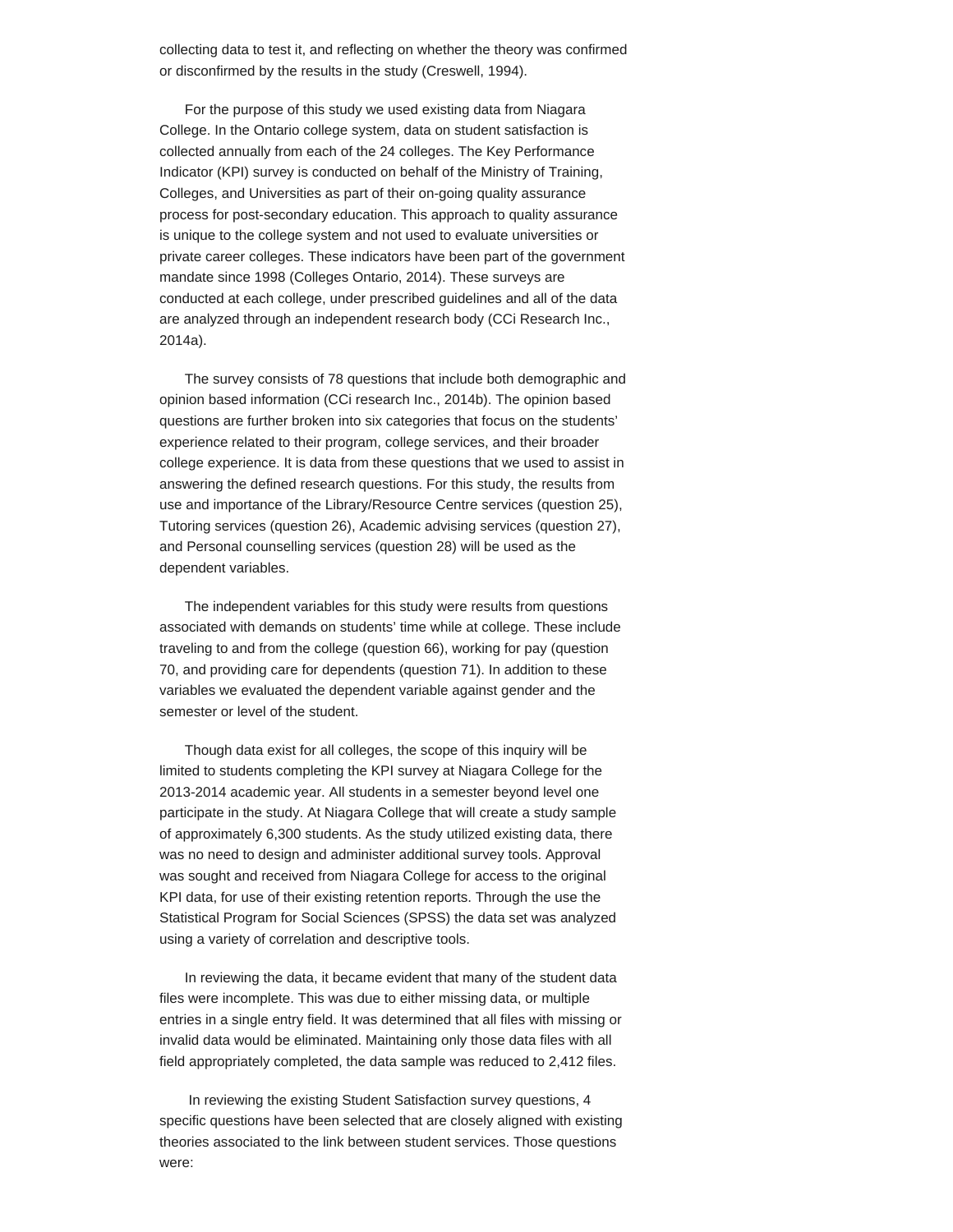collecting data to test it, and reflecting on whether the theory was confirmed or disconfirmed by the results in the study (Creswell, 1994).

For the purpose of this study we used existing data from Niagara College. In the Ontario college system, data on student satisfaction is collected annually from each of the 24 colleges. The Key Performance Indicator (KPI) survey is conducted on behalf of the Ministry of Training, Colleges, and Universities as part of their on-going quality assurance process for post-secondary education. This approach to quality assurance is unique to the college system and not used to evaluate universities or private career colleges. These indicators have been part of the government mandate since 1998 (Colleges Ontario, 2014). These surveys are conducted at each college, under prescribed guidelines and all of the data are analyzed through an independent research body (CCi Research Inc., 2014a).

The survey consists of 78 questions that include both demographic and opinion based information (CCi research Inc., 2014b). The opinion based questions are further broken into six categories that focus on the students' experience related to their program, college services, and their broader college experience. It is data from these questions that we used to assist in answering the defined research questions. For this study, the results from use and importance of the Library/Resource Centre services (question 25), Tutoring services (question 26), Academic advising services (question 27), and Personal counselling services (question 28) will be used as the dependent variables.

The independent variables for this study were results from questions associated with demands on students' time while at college. These include traveling to and from the college (question 66), working for pay (question 70, and providing care for dependents (question 71). In addition to these variables we evaluated the dependent variable against gender and the semester or level of the student.

Though data exist for all colleges, the scope of this inquiry will be limited to students completing the KPI survey at Niagara College for the 2013-2014 academic year. All students in a semester beyond level one participate in the study. At Niagara College that will create a study sample of approximately 6,300 students. As the study utilized existing data, there was no need to design and administer additional survey tools. Approval was sought and received from Niagara College for access to the original KPI data, for use of their existing retention reports. Through the use the Statistical Program for Social Sciences (SPSS) the data set was analyzed using a variety of correlation and descriptive tools.

In reviewing the data, it became evident that many of the student data files were incomplete. This was due to either missing data, or multiple entries in a single entry field. It was determined that all files with missing or invalid data would be eliminated. Maintaining only those data files with all field appropriately completed, the data sample was reduced to 2,412 files.

In reviewing the existing Student Satisfaction survey questions, 4 specific questions have been selected that are closely aligned with existing theories associated to the link between student services. Those questions were: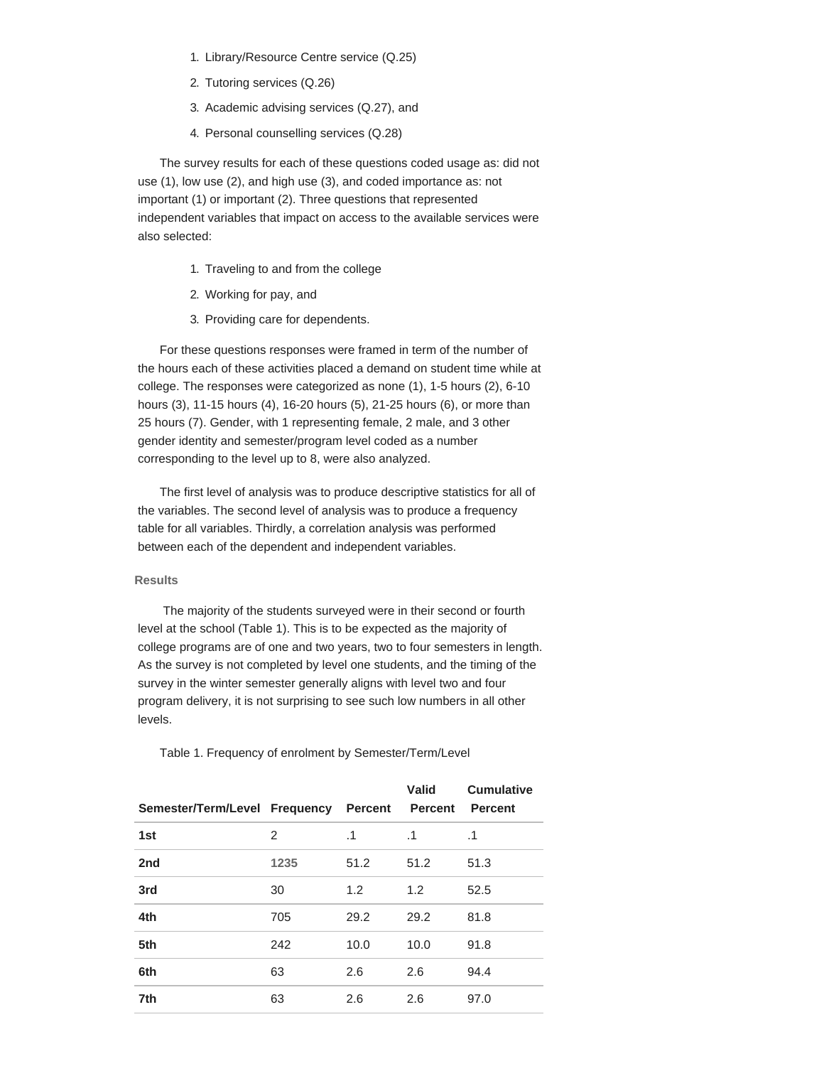1. Library/Resource Centre service (Q.25)
2. Tutoring services (Q.26)
3. Academic advising services (Q.27), and
4. Personal counselling services (Q.28)

The survey results for each of these questions coded usage as: did not use (1), low use (2), and high use (3), and coded importance as: not important (1) or important (2). Three questions that represented independent variables that impact on access to the available services were also selected:

1. Traveling to and from the college
2. Working for pay, and
3. Providing care for dependents.

For these questions responses were framed in term of the number of the hours each of these activities placed a demand on student time while at college. The responses were categorized as none (1), 1-5 hours (2), 6-10 hours (3), 11-15 hours (4), 16-20 hours (5), 21-25 hours (6), or more than 25 hours (7). Gender, with 1 representing female, 2 male, and 3 other gender identity and semester/program level coded as a number corresponding to the level up to 8, were also analyzed.

The first level of analysis was to produce descriptive statistics for all of the variables. The second level of analysis was to produce a frequency table for all variables. Thirdly, a correlation analysis was performed between each of the dependent and independent variables.

#### Results

The majority of the students surveyed were in their second or fourth level at the school (Table 1). This is to be expected as the majority of college programs are of one and two years, two to four semesters in length. As the survey is not completed by level one students, and the timing of the survey in the winter semester generally aligns with level two and four program delivery, it is not surprising to see such low numbers in all other levels.

Table 1. Frequency of enrolment by Semester/Term/Level

| Semester/Term/Level | Frequency | Percent | Valid Percent | Cumulative Percent |
|---|---|---|---|---|
| **1st** | 2 | .1 | .1 | .1 |
| **2nd** | 1235 | 51.2 | 51.2 | 51.3 |
| **3rd** | 30 | 1.2 | 1.2 | 52.5 |
| **4th** | 705 | 29.2 | 29.2 | 81.8 |
| **5th** | 242 | 10.0 | 10.0 | 91.8 |
| **6th** | 63 | 2.6 | 2.6 | 94.4 |
| **7th** | 63 | 2.6 | 2.6 | 97.0 |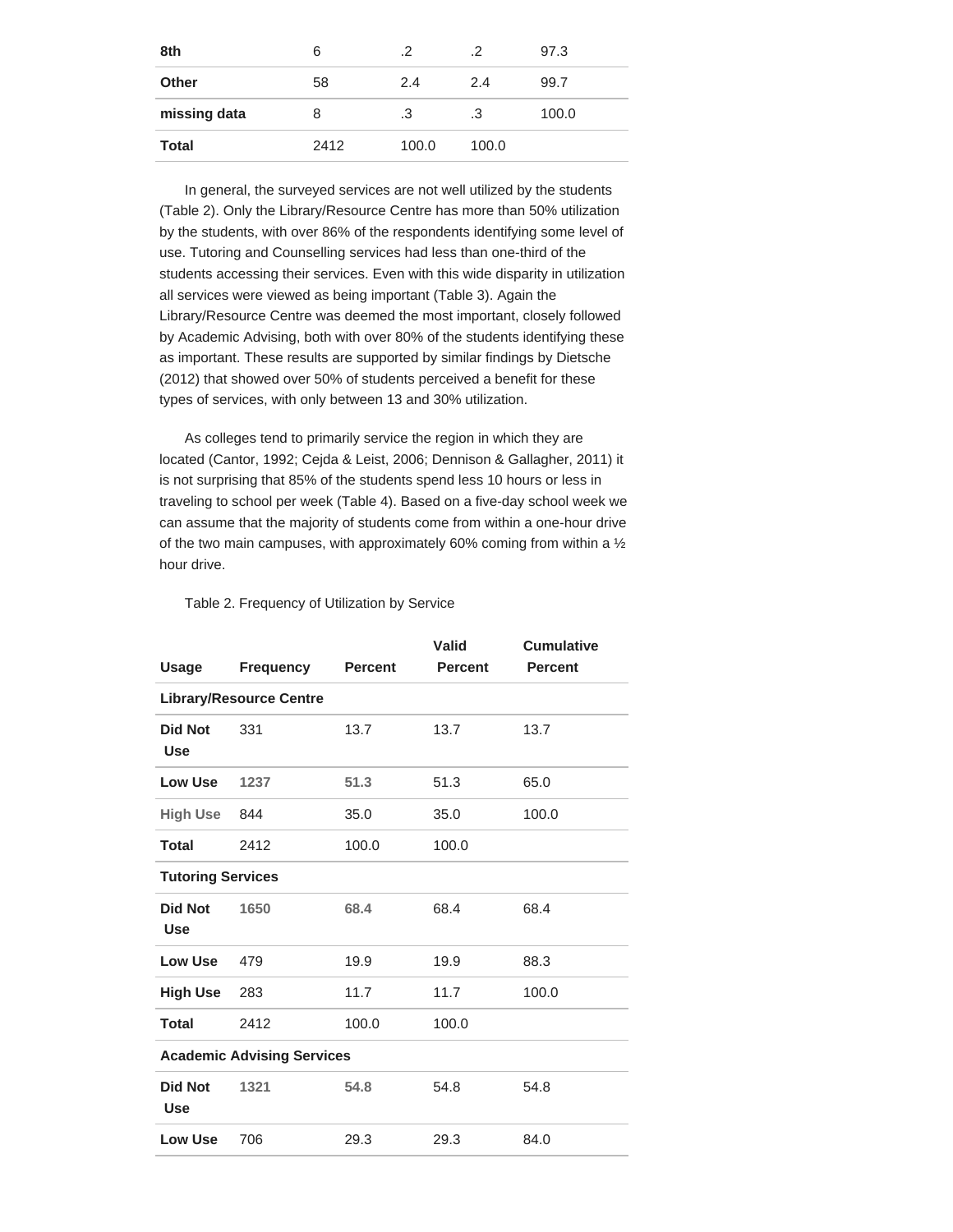| 8th | 6 | .2 | .2 | 97.3 |
|---|---|---|---|---|
| **Other** | 58 | 2.4 | 2.4 | 99.7 |
| **missing data** | 8 | .3 | .3 | 100.0 |
| **Total** | 2412 | 100.0 | 100.0 | |

In general, the surveyed services are not well utilized by the students (Table 2). Only the Library/Resource Centre has more than 50% utilization by the students, with over 86% of the respondents identifying some level of use. Tutoring and Counselling services had less than one-third of the students accessing their services. Even with this wide disparity in utilization all services were viewed as being important (Table 3). Again the Library/Resource Centre was deemed the most important, closely followed by Academic Advising, both with over 80% of the students identifying these as important. These results are supported by similar findings by Dietsche (2012) that showed over 50% of students perceived a benefit for these types of services, with only between 13 and 30% utilization.

As colleges tend to primarily service the region in which they are located (Cantor, 1992; Cejda & Leist, 2006; Dennison & Gallagher, 2011) it is not surprising that 85% of the students spend less 10 hours or less in traveling to school per week (Table 4). Based on a five-day school week we can assume that the majority of students come from within a one-hour drive of the two main campuses, with approximately 60% coming from within a ½ hour drive.

Table 2. Frequency of Utilization by Service

| Usage | Frequency | Percent | Valid Percent | Cumulative Percent |
|---|---|---|---|---|
| **Library/Resource Centre** | | | | |
| **Did Not Use** | 331 | 13.7 | 13.7 | 13.7 |
| **Low Use** | **1237** | **51.3** | 51.3 | 65.0 |
| **High Use** | 844 | 35.0 | 35.0 | 100.0 |
| **Total** | 2412 | 100.0 | 100.0 | |
| **Tutoring Services** | | | | |
| **Did Not Use** | **1650** | **68.4** | 68.4 | 68.4 |
| **Low Use** | 479 | 19.9 | 19.9 | 88.3 |
| **High Use** | 283 | 11.7 | 11.7 | 100.0 |
| **Total** | 2412 | 100.0 | 100.0 | |
| **Academic Advising Services** | | | | |
| **Did Not Use** | **1321** | **54.8** | 54.8 | 54.8 |
| **Low Use** | 706 | 29.3 | 29.3 | 84.0 |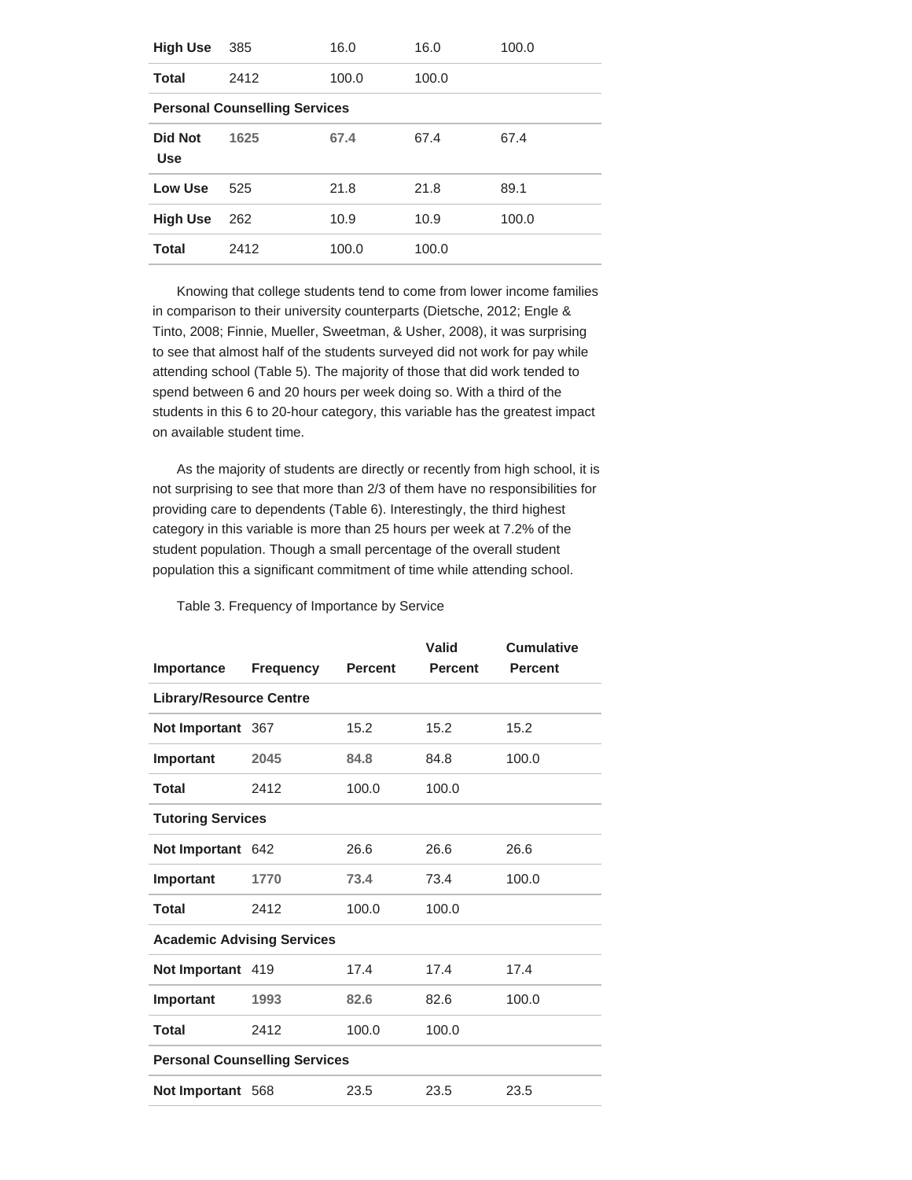| | | | | |
|---|---|---|---|---|
| **High Use** | 385 | 16.0 | 16.0 | 100.0 |
| **Total** | 2412 | 100.0 | 100.0 | |
| **Personal Counselling Services** | | | | |
| **Did Not Use** | **1625** | **67.4** | 67.4 | 67.4 |
| **Low Use** | 525 | 21.8 | 21.8 | 89.1 |
| **High Use** | 262 | 10.9 | 10.9 | 100.0 |
| **Total** | 2412 | 100.0 | 100.0 | |

Knowing that college students tend to come from lower income families in comparison to their university counterparts (Dietsche, 2012; Engle & Tinto, 2008; Finnie, Mueller, Sweetman, & Usher, 2008), it was surprising to see that almost half of the students surveyed did not work for pay while attending school (Table 5). The majority of those that did work tended to spend between 6 and 20 hours per week doing so. With a third of the students in this 6 to 20-hour category, this variable has the greatest impact on available student time.

As the majority of students are directly or recently from high school, it is not surprising to see that more than 2/3 of them have no responsibilities for providing care to dependents (Table 6). Interestingly, the third highest category in this variable is more than 25 hours per week at 7.2% of the student population. Though a small percentage of the overall student population this a significant commitment of time while attending school.

Table 3. Frequency of Importance by Service

| Importance | Frequency | Percent | Valid Percent | Cumulative Percent |
|---|---|---|---|---|
| **Library/Resource Centre** | | | | |
| **Not Important** | 367 | 15.2 | 15.2 | 15.2 |
| **Important** | **2045** | **84.8** | 84.8 | 100.0 |
| **Total** | 2412 | 100.0 | 100.0 | |
| **Tutoring Services** | | | | |
| **Not Important** | 642 | 26.6 | 26.6 | 26.6 |
| **Important** | **1770** | **73.4** | 73.4 | 100.0 |
| **Total** | 2412 | 100.0 | 100.0 | |
| **Academic Advising Services** | | | | |
| **Not Important** | 419 | 17.4 | 17.4 | 17.4 |
| **Important** | **1993** | **82.6** | 82.6 | 100.0 |
| **Total** | 2412 | 100.0 | 100.0 | |
| **Personal Counselling Services** | | | | |
| **Not Important** | 568 | 23.5 | 23.5 | 23.5 |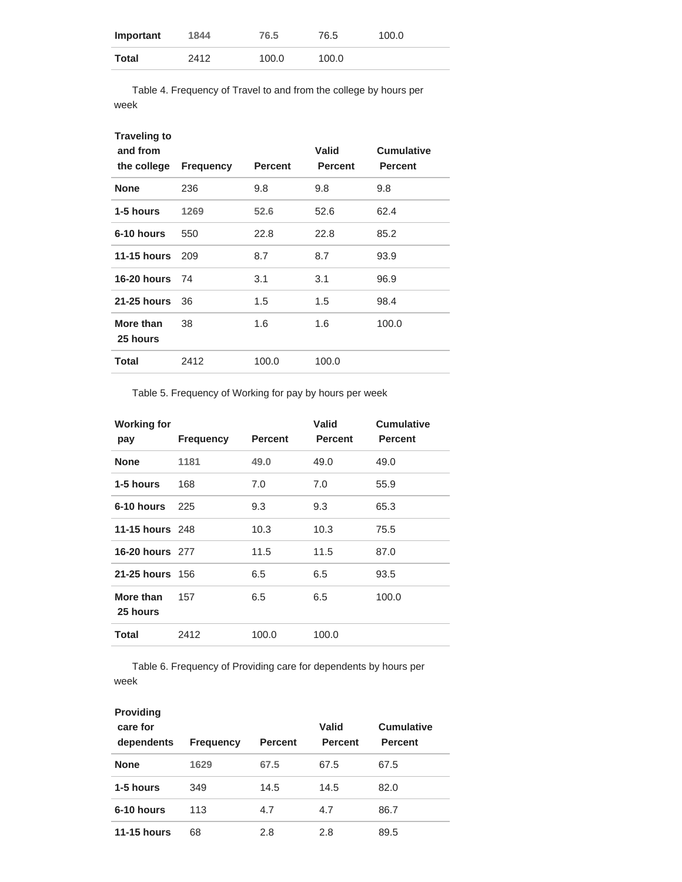| Important | 1844 | 76.5 | 76.5 | 100.0 |
|---|---|---|---|---|
| Total | 2412 | 100.0 | 100.0 | |

Table 4. Frequency of Travel to and from the college by hours per week

| Traveling to and from the college | Frequency | Percent | Valid Percent | Cumulative Percent |
|---|---|---|---|---|
| None | 236 | 9.8 | 9.8 | 9.8 |
| 1-5 hours | 1269 | 52.6 | 52.6 | 62.4 |
| 6-10 hours | 550 | 22.8 | 22.8 | 85.2 |
| 11-15 hours | 209 | 8.7 | 8.7 | 93.9 |
| 16-20 hours | 74 | 3.1 | 3.1 | 96.9 |
| 21-25 hours | 36 | 1.5 | 1.5 | 98.4 |
| More than 25 hours | 38 | 1.6 | 1.6 | 100.0 |
| Total | 2412 | 100.0 | 100.0 | |

Table 5. Frequency of Working for pay by hours per week

| Working for pay | Frequency | Percent | Valid Percent | Cumulative Percent |
|---|---|---|---|---|
| None | 1181 | 49.0 | 49.0 | 49.0 |
| 1-5 hours | 168 | 7.0 | 7.0 | 55.9 |
| 6-10 hours | 225 | 9.3 | 9.3 | 65.3 |
| 11-15 hours | 248 | 10.3 | 10.3 | 75.5 |
| 16-20 hours | 277 | 11.5 | 11.5 | 87.0 |
| 21-25 hours | 156 | 6.5 | 6.5 | 93.5 |
| More than 25 hours | 157 | 6.5 | 6.5 | 100.0 |
| Total | 2412 | 100.0 | 100.0 | |

Table 6. Frequency of Providing care for dependents by hours per week

| Providing care for dependents | Frequency | Percent | Valid Percent | Cumulative Percent |
|---|---|---|---|---|
| None | 1629 | 67.5 | 67.5 | 67.5 |
| 1-5 hours | 349 | 14.5 | 14.5 | 82.0 |
| 6-10 hours | 113 | 4.7 | 4.7 | 86.7 |
| 11-15 hours | 68 | 2.8 | 2.8 | 89.5 |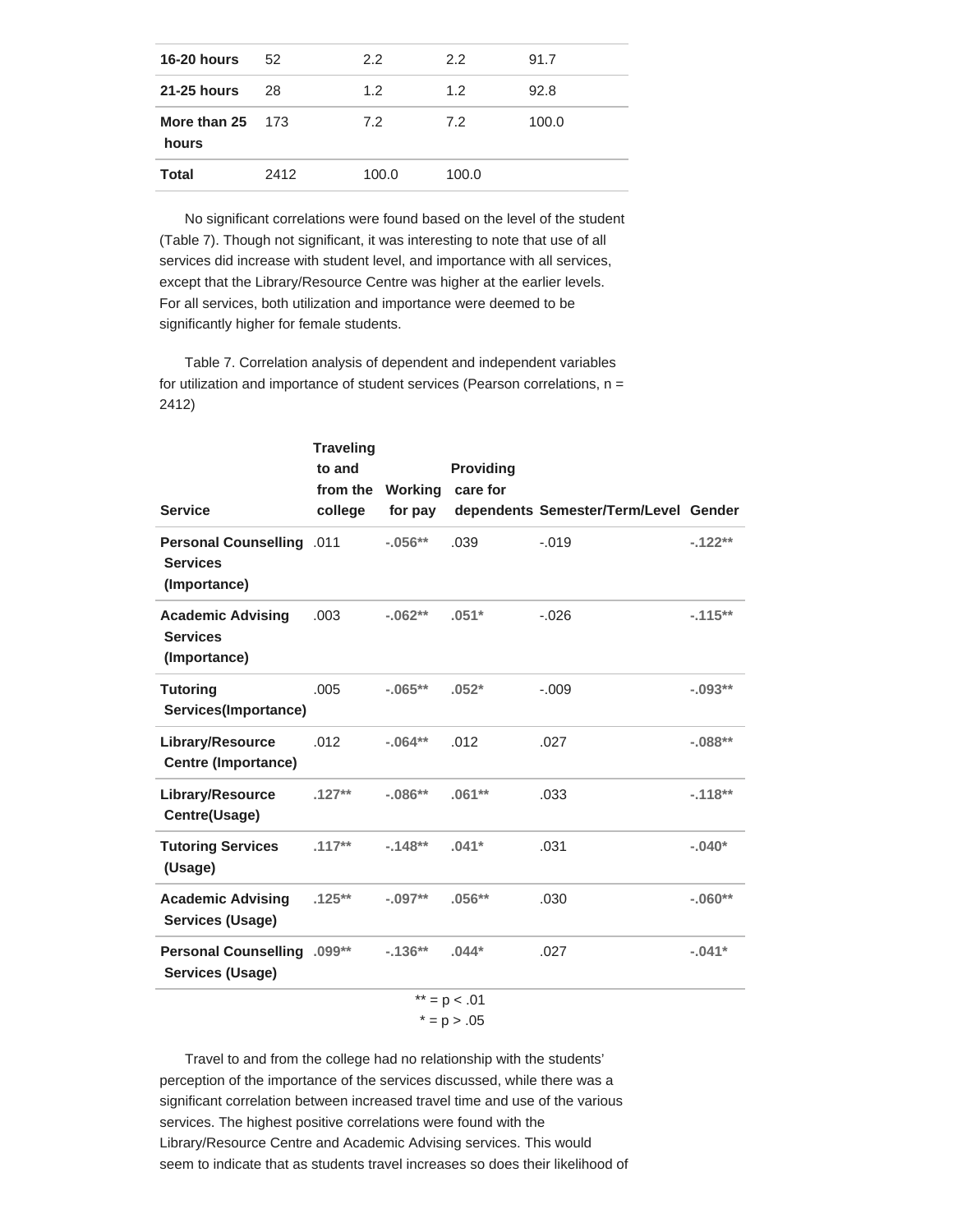| | | | | |
|---|---|---|---|---|
| **16-20 hours** | 52 | 2.2 | 2.2 | 91.7 |
| **21-25 hours** | 28 | 1.2 | 1.2 | 92.8 |
| **More than 25 hours** | 173 | 7.2 | 7.2 | 100.0 |
| **Total** | 2412 | 100.0 | 100.0 | |

No significant correlations were found based on the level of the student (Table 7). Though not significant, it was interesting to note that use of all services did increase with student level, and importance with all services, except that the Library/Resource Centre was higher at the earlier levels. For all services, both utilization and importance were deemed to be significantly higher for female students.

Table 7. Correlation analysis of dependent and independent variables for utilization and importance of student services (Pearson correlations, n = 2412)

| Service | Traveling to and from the college | Working for pay | Providing care for dependents | Semester/Term/Level | Gender |
|---|---|---|---|---|---|
| **Personal Counselling Services (Importance)** | .011 | **-.056**** | .039 | -.019 | **-.122**** |
| **Academic Advising Services (Importance)** | .003 | **-.062**** | **.051*** | -.026 | **-.115**** |
| **Tutoring Services(Importance)** | .005 | **-.065**** | **.052*** | -.009 | **-.093**** |
| **Library/Resource Centre (Importance)** | .012 | **-.064**** | .012 | .027 | **-.088**** |
| **Library/Resource Centre(Usage)** | **.127**** | **-.086**** | **.061**** | .033 | **-.118**** |
| **Tutoring Services (Usage)** | **.117**** | **-.148**** | **.041*** | .031 | **-.040*** |
| **Academic Advising Services (Usage)** | **.125**** | **-.097**** | **.056**** | .030 | **-.060**** |
| **Personal Counselling Services (Usage)** | **.099**** | **-.136**** | **.044*** | .027 | **-.041*** |

** = $p < .01$
* = $p > .05$

Travel to and from the college had no relationship with the students' perception of the importance of the services discussed, while there was a significant correlation between increased travel time and use of the various services. The highest positive correlations were found with the Library/Resource Centre and Academic Advising services. This would seem to indicate that as students travel increases so does their likelihood of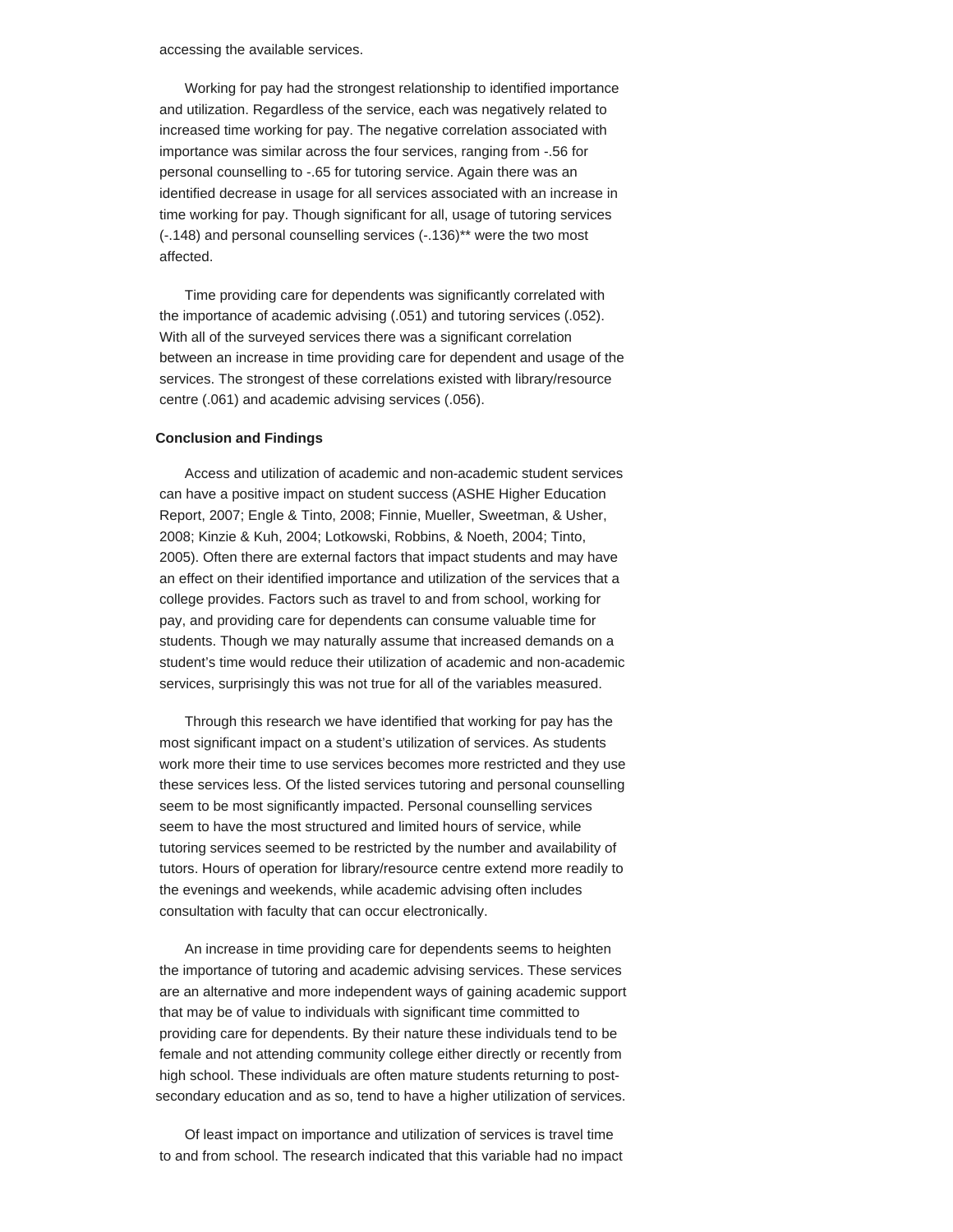accessing the available services.

Working for pay had the strongest relationship to identified importance and utilization. Regardless of the service, each was negatively related to increased time working for pay. The negative correlation associated with importance was similar across the four services, ranging from -.56 for personal counselling to -.65 for tutoring service. Again there was an identified decrease in usage for all services associated with an increase in time working for pay. Though significant for all, usage of tutoring services (-.148) and personal counselling services (-.136)** were the two most affected.

Time providing care for dependents was significantly correlated with the importance of academic advising (.051) and tutoring services (.052). With all of the surveyed services there was a significant correlation between an increase in time providing care for dependent and usage of the services. The strongest of these correlations existed with library/resource centre (.061) and academic advising services (.056).

**Conclusion and Findings**

Access and utilization of academic and non-academic student services can have a positive impact on student success (ASHE Higher Education Report, 2007; Engle & Tinto, 2008; Finnie, Mueller, Sweetman, & Usher, 2008; Kinzie & Kuh, 2004; Lotkowski, Robbins, & Noeth, 2004; Tinto, 2005). Often there are external factors that impact students and may have an effect on their identified importance and utilization of the services that a college provides. Factors such as travel to and from school, working for pay, and providing care for dependents can consume valuable time for students. Though we may naturally assume that increased demands on a student's time would reduce their utilization of academic and non-academic services, surprisingly this was not true for all of the variables measured.

Through this research we have identified that working for pay has the most significant impact on a student's utilization of services. As students work more their time to use services becomes more restricted and they use these services less. Of the listed services tutoring and personal counselling seem to be most significantly impacted. Personal counselling services seem to have the most structured and limited hours of service, while tutoring services seemed to be restricted by the number and availability of tutors. Hours of operation for library/resource centre extend more readily to the evenings and weekends, while academic advising often includes consultation with faculty that can occur electronically.

An increase in time providing care for dependents seems to heighten the importance of tutoring and academic advising services. These services are an alternative and more independent ways of gaining academic support that may be of value to individuals with significant time committed to providing care for dependents. By their nature these individuals tend to be female and not attending community college either directly or recently from high school. These individuals are often mature students returning to post-secondary education and as so, tend to have a higher utilization of services.

Of least impact on importance and utilization of services is travel time to and from school. The research indicated that this variable had no impact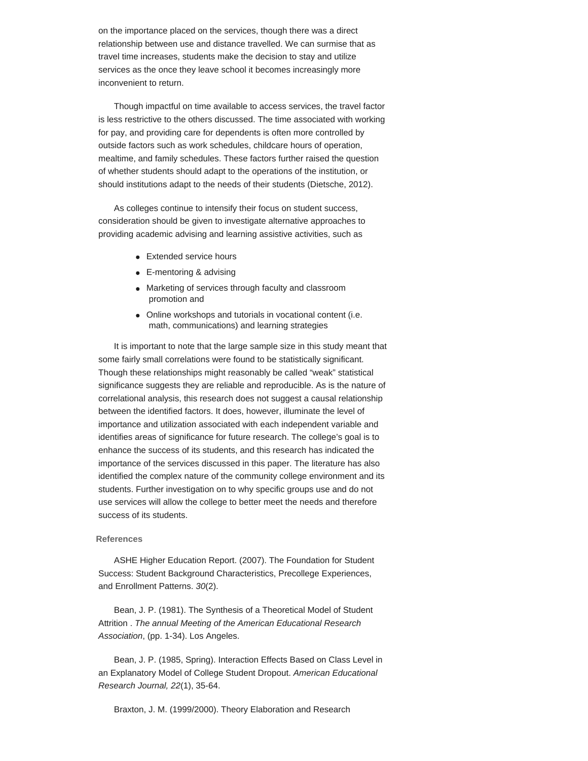on the importance placed on the services, though there was a direct relationship between use and distance travelled. We can surmise that as travel time increases, students make the decision to stay and utilize services as the once they leave school it becomes increasingly more inconvenient to return.

Though impactful on time available to access services, the travel factor is less restrictive to the others discussed. The time associated with working for pay, and providing care for dependents is often more controlled by outside factors such as work schedules, childcare hours of operation, mealtime, and family schedules. These factors further raised the question of whether students should adapt to the operations of the institution, or should institutions adapt to the needs of their students (Dietsche, 2012).

As colleges continue to intensify their focus on student success, consideration should be given to investigate alternative approaches to providing academic advising and learning assistive activities, such as

- Extended service hours
- E-mentoring & advising
- Marketing of services through faculty and classroom promotion and
- Online workshops and tutorials in vocational content (i.e. math, communications) and learning strategies

It is important to note that the large sample size in this study meant that some fairly small correlations were found to be statistically significant. Though these relationships might reasonably be called "weak" statistical significance suggests they are reliable and reproducible. As is the nature of correlational analysis, this research does not suggest a causal relationship between the identified factors. It does, however, illuminate the level of importance and utilization associated with each independent variable and identifies areas of significance for future research. The college's goal is to enhance the success of its students, and this research has indicated the importance of the services discussed in this paper. The literature has also identified the complex nature of the community college environment and its students. Further investigation on to why specific groups use and do not use services will allow the college to better meet the needs and therefore success of its students.

### References

ASHE Higher Education Report. (2007). The Foundation for Student Success: Student Background Characteristics, Precollege Experiences, and Enrollment Patterns. *30*(2).

Bean, J. P. (1981). The Synthesis of a Theoretical Model of Student Attrition . *The annual Meeting of the American Educational Research Association*, (pp. 1-34). Los Angeles.

Bean, J. P. (1985, Spring). Interaction Effects Based on Class Level in an Explanatory Model of College Student Dropout. *American Educational Research Journal, 22*(1), 35-64.

Braxton, J. M. (1999/2000). Theory Elaboration and Research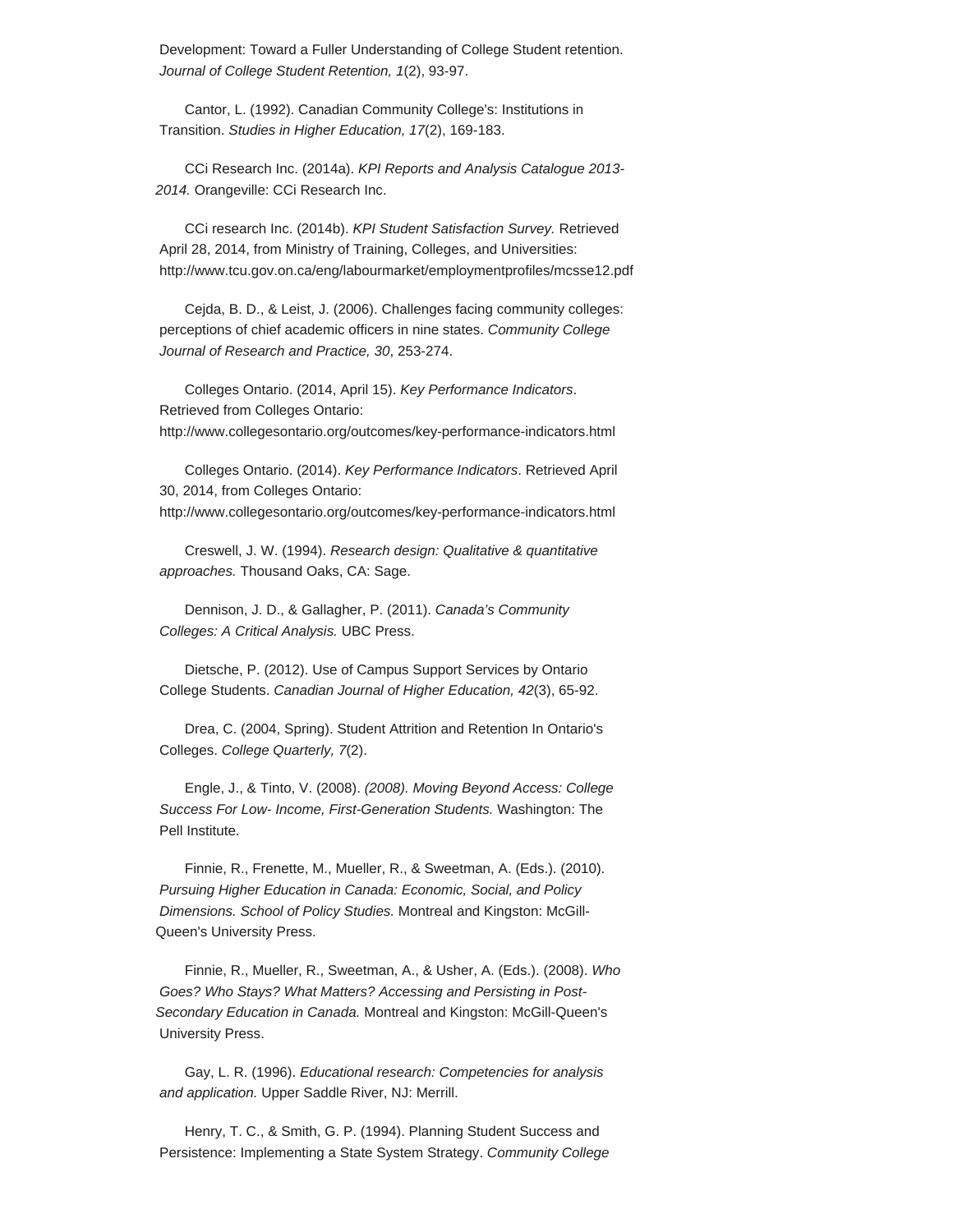Development: Toward a Fuller Understanding of College Student retention. *Journal of College Student Retention, 1*(2), 93-97.

Cantor, L. (1992). Canadian Community College's: Institutions in Transition. *Studies in Higher Education, 17*(2), 169-183.

CCi Research Inc. (2014a). *KPI Reports and Analysis Catalogue 2013-2014.* Orangeville: CCi Research Inc.

CCi research Inc. (2014b). *KPI Student Satisfaction Survey.* Retrieved April 28, 2014, from Ministry of Training, Colleges, and Universities: http://www.tcu.gov.on.ca/eng/labourmarket/employmentprofiles/mcsse12.pdf

Cejda, B. D., & Leist, J. (2006). Challenges facing community colleges: perceptions of chief academic officers in nine states. *Community College Journal of Research and Practice, 30*, 253-274.

Colleges Ontario. (2014, April 15). *Key Performance Indicators*. Retrieved from Colleges Ontario: http://www.collegesontario.org/outcomes/key-performance-indicators.html

Colleges Ontario. (2014). *Key Performance Indicators*. Retrieved April 30, 2014, from Colleges Ontario: http://www.collegesontario.org/outcomes/key-performance-indicators.html

Creswell, J. W. (1994). *Research design: Qualitative & quantitative approaches.* Thousand Oaks, CA: Sage.

Dennison, J. D., & Gallagher, P. (2011). *Canada's Community Colleges: A Critical Analysis.* UBC Press.

Dietsche, P. (2012). Use of Campus Support Services by Ontario College Students. *Canadian Journal of Higher Education, 42*(3), 65-92.

Drea, C. (2004, Spring). Student Attrition and Retention In Ontario's Colleges. *College Quarterly, 7*(2).

Engle, J., & Tinto, V. (2008). *(2008). Moving Beyond Access: College Success For Low- Income, First-Generation Students.* Washington: The Pell Institute.

Finnie, R., Frenette, M., Mueller, R., & Sweetman, A. (Eds.). (2010). *Pursuing Higher Education in Canada: Economic, Social, and Policy Dimensions. School of Policy Studies.* Montreal and Kingston: McGill-Queen's University Press.

Finnie, R., Mueller, R., Sweetman, A., & Usher, A. (Eds.). (2008). *Who Goes? Who Stays? What Matters? Accessing and Persisting in Post-Secondary Education in Canada.* Montreal and Kingston: McGill-Queen's University Press.

Gay, L. R. (1996). *Educational research: Competencies for analysis and application.* Upper Saddle River, NJ: Merrill.

Henry, T. C., & Smith, G. P. (1994). Planning Student Success and Persistence: Implementing a State System Strategy. *Community College*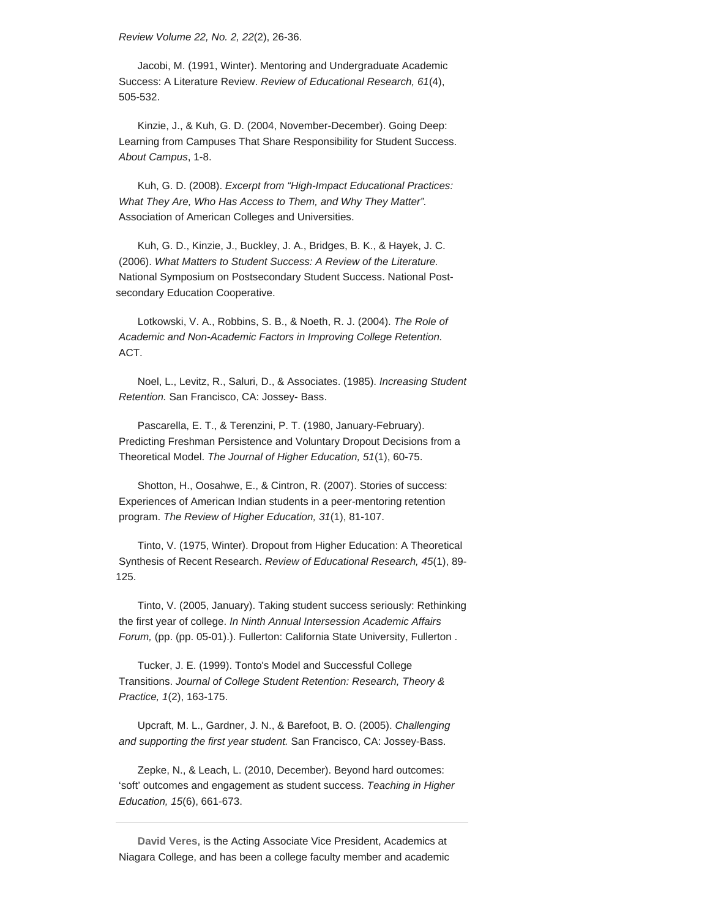*Review Volume 22, No. 2, 22*(2), 26-36.

Jacobi, M. (1991, Winter). Mentoring and Undergraduate Academic Success: A Literature Review. *Review of Educational Research, 61*(4), 505-532.

Kinzie, J., & Kuh, G. D. (2004, November-December). Going Deep: Learning from Campuses That Share Responsibility for Student Success. *About Campus*, 1-8.

Kuh, G. D. (2008). *Excerpt from "High-Impact Educational Practices: What They Are, Who Has Access to Them, and Why They Matter".* Association of American Colleges and Universities.

Kuh, G. D., Kinzie, J., Buckley, J. A., Bridges, B. K., & Hayek, J. C. (2006). *What Matters to Student Success: A Review of the Literature.* National Symposium on Postsecondary Student Success. National Post-secondary Education Cooperative.

Lotkowski, V. A., Robbins, S. B., & Noeth, R. J. (2004). *The Role of Academic and Non-Academic Factors in Improving College Retention.* ACT.

Noel, L., Levitz, R., Saluri, D., & Associates. (1985). *Increasing Student Retention.* San Francisco, CA: Jossey- Bass.

Pascarella, E. T., & Terenzini, P. T. (1980, January-February). Predicting Freshman Persistence and Voluntary Dropout Decisions from a Theoretical Model. *The Journal of Higher Education, 51*(1), 60-75.

Shotton, H., Oosahwe, E., & Cintron, R. (2007). Stories of success: Experiences of American Indian students in a peer-mentoring retention program. *The Review of Higher Education, 31*(1), 81-107.

Tinto, V. (1975, Winter). Dropout from Higher Education: A Theoretical Synthesis of Recent Research. *Review of Educational Research, 45*(1), 89-125.

Tinto, V. (2005, January). Taking student success seriously: Rethinking the first year of college. *In Ninth Annual Intersession Academic Affairs Forum,* (pp. (pp. 05-01).). Fullerton: California State University, Fullerton .

Tucker, J. E. (1999). Tonto's Model and Successful College Transitions. *Journal of College Student Retention: Research, Theory & Practice, 1*(2), 163-175.

Upcraft, M. L., Gardner, J. N., & Barefoot, B. O. (2005). *Challenging and supporting the first year student.* San Francisco, CA: Jossey-Bass.

Zepke, N., & Leach, L. (2010, December). Beyond hard outcomes: 'soft' outcomes and engagement as student success. *Teaching in Higher Education, 15*(6), 661-673.

---

**David Veres**, is the Acting Associate Vice President, Academics at Niagara College, and has been a college faculty member and academic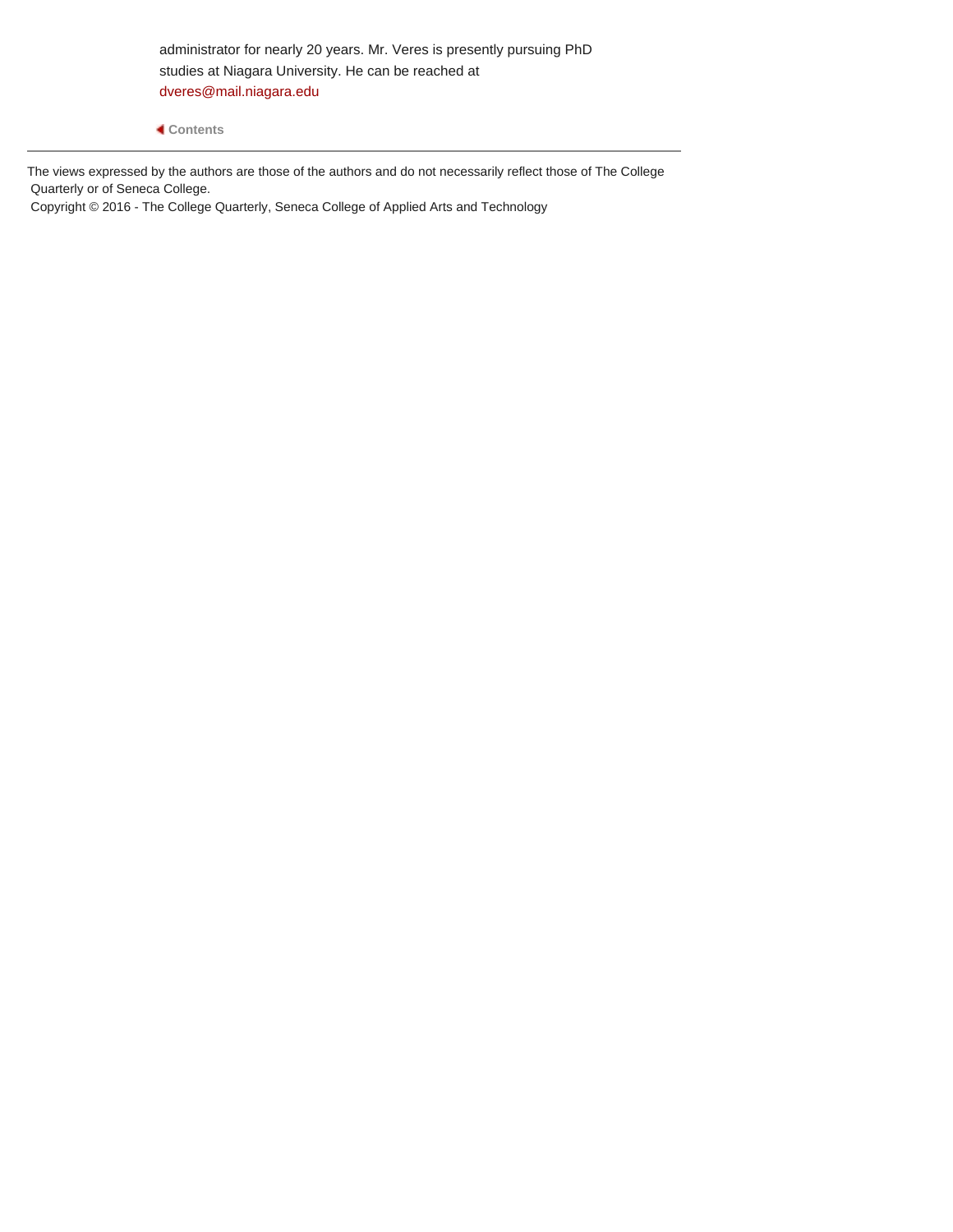administrator for nearly 20 years. Mr. Veres is presently pursuing PhD studies at Niagara University. He can be reached at dveres@mail.niagara.edu

◀ Contents

---

The views expressed by the authors are those of the authors and do not necessarily reflect those of The College Quarterly or of Seneca College.
Copyright © 2016 - The College Quarterly, Seneca College of Applied Arts and Technology